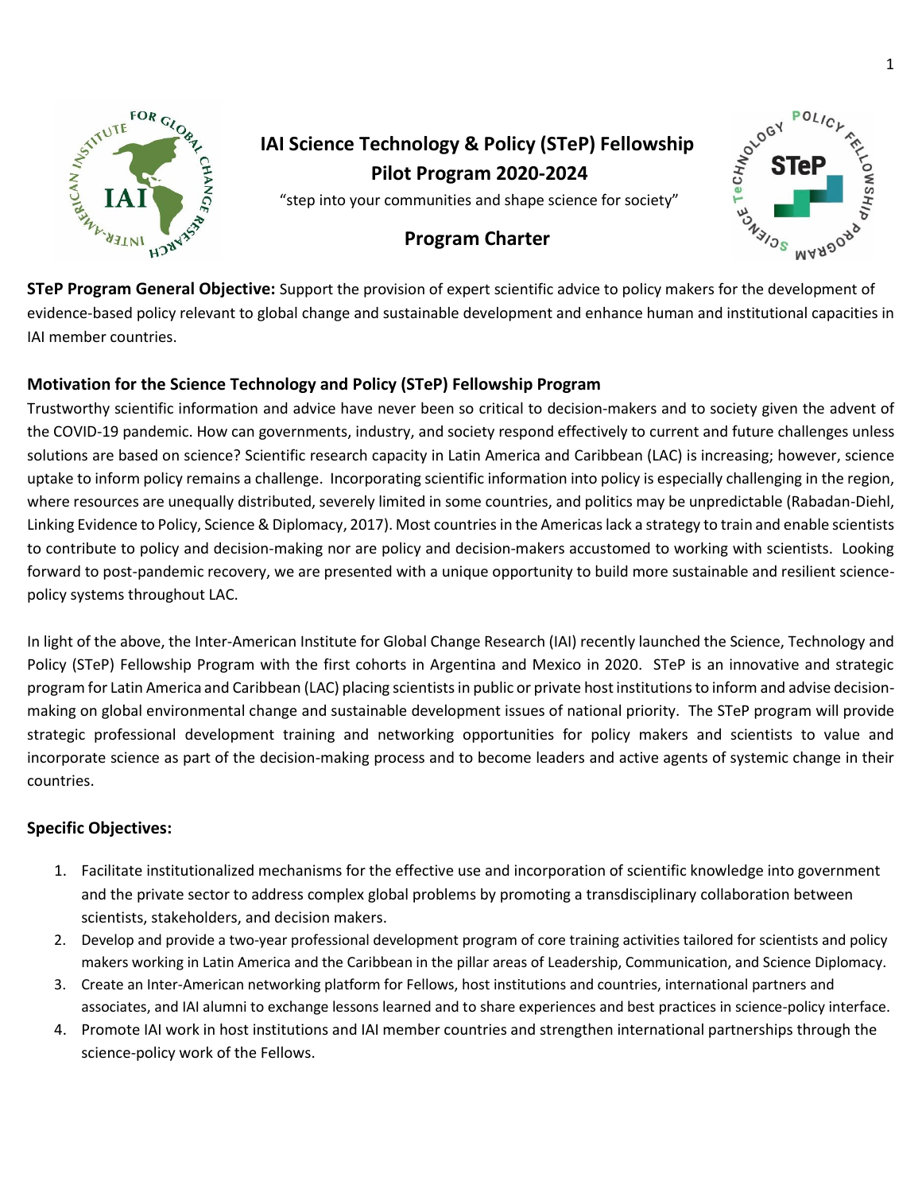# IAI Science Technology & Policy (STeP) Fellowship Pilot Program 2020-2024

"step into your communities and shape science for society"

## Program Charter

**STeP Program General Objective:** Support the provision of expert scientific advice to policy makers for the development of evidence-based policy relevant to global change and sustainable development and enhance human and institutional capacities in IAI member countries.

### Motivation for the Science Technology and Policy (STeP) Fellowship Program

Trustworthy scientific information and advice have never been so critical to decision-makers and to society given the advent of the COVID-19 pandemic. How can governments, industry, and society respond effectively to current and future challenges unless solutions are based on science? Scientific research capacity in Latin America and Caribbean (LAC) is increasing; however, science uptake to inform policy remains a challenge. Incorporating scientific information into policy is especially challenging in the region, where resources are unequally distributed, severely limited in some countries, and politics may be unpredictable (Rabadan-Diehl, Linking Evidence to Policy, Science & Diplomacy, 2017). Most countries in the Americas lack a strategy to train and enable scientists to contribute to policy and decision-making nor are policy and decision-makers accustomed to working with scientists. Looking forward to post-pandemic recovery, we are presented with a unique opportunity to build more sustainable and resilient science-policy systems throughout LAC.

In light of the above, the Inter-American Institute for Global Change Research (IAI) recently launched the Science, Technology and Policy (STeP) Fellowship Program with the first cohorts in Argentina and Mexico in 2020. STeP is an innovative and strategic program for Latin America and Caribbean (LAC) placing scientists in public or private host institutions to inform and advise decision-making on global environmental change and sustainable development issues of national priority. The STeP program will provide strategic professional development training and networking opportunities for policy makers and scientists to value and incorporate science as part of the decision-making process and to become leaders and active agents of systemic change in their countries.

### Specific Objectives:

1. Facilitate institutionalized mechanisms for the effective use and incorporation of scientific knowledge into government and the private sector to address complex global problems by promoting a transdisciplinary collaboration between scientists, stakeholders, and decision makers.
2. Develop and provide a two-year professional development program of core training activities tailored for scientists and policy makers working in Latin America and the Caribbean in the pillar areas of Leadership, Communication, and Science Diplomacy.
3. Create an Inter-American networking platform for Fellows, host institutions and countries, international partners and associates, and IAI alumni to exchange lessons learned and to share experiences and best practices in science-policy interface.
4. Promote IAI work in host institutions and IAI member countries and strengthen international partnerships through the science-policy work of the Fellows.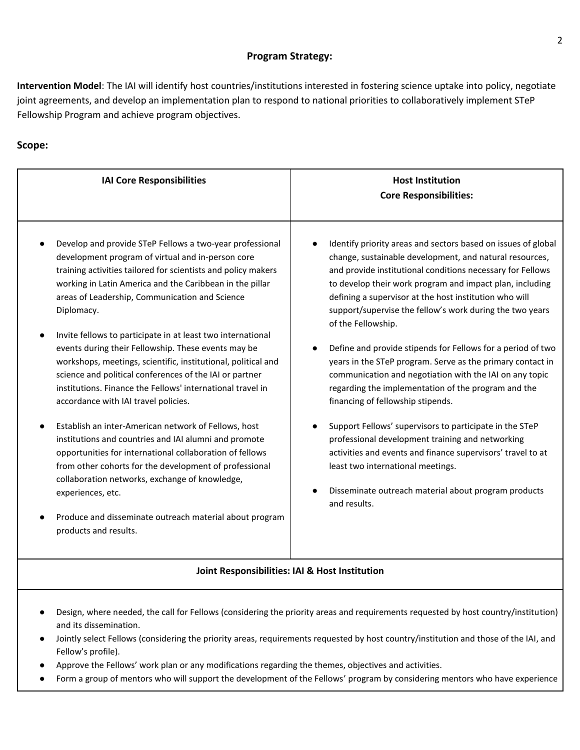**Program Strategy:**

**Intervention Model**: The IAI will identify host countries/institutions interested in fostering science uptake into policy, negotiate joint agreements, and develop an implementation plan to respond to national priorities to collaboratively implement STeP Fellowship Program and achieve program objectives.

**Scope:**

| **IAI Core Responsibilities** | **Host Institution Core Responsibilities:** |
| --- | --- |
| • Develop and provide STeP Fellows a two-year professional development program of virtual and in-person core training activities tailored for scientists and policy makers working in Latin America and the Caribbean in the pillar areas of Leadership, Communication and Science Diplomacy.<br><br>• Invite fellows to participate in at least two international events during their Fellowship. These events may be workshops, meetings, scientific, institutional, political and science and political conferences of the IAI or partner institutions. Finance the Fellows' international travel in accordance with IAI travel policies.<br><br>• Establish an inter-American network of Fellows, host institutions and countries and IAI alumni and promote opportunities for international collaboration of fellows from other cohorts for the development of professional collaboration networks, exchange of knowledge, experiences, etc.<br><br>• Produce and disseminate outreach material about program products and results. | • Identify priority areas and sectors based on issues of global change, sustainable development, and natural resources, and provide institutional conditions necessary for Fellows to develop their work program and impact plan, including defining a supervisor at the host institution who will support/supervise the fellow's work during the two years of the Fellowship.<br><br>• Define and provide stipends for Fellows for a period of two years in the STeP program. Serve as the primary contact in communication and negotiation with the IAI on any topic regarding the implementation of the program and the financing of fellowship stipends.<br><br>• Support Fellows' supervisors to participate in the STeP professional development training and networking activities and events and finance supervisors' travel to at least two international meetings.<br><br>• Disseminate outreach material about program products and results. |
| **Joint Responsibilities: IAI & Host Institution** | |
| • Design, where needed, the call for Fellows (considering the priority areas and requirements requested by host country/institution) and its dissemination.<br>• Jointly select Fellows (considering the priority areas, requirements requested by host country/institution and those of the IAI, and Fellow's profile).<br>• Approve the Fellows' work plan or any modifications regarding the themes, objectives and activities.<br>• Form a group of mentors who will support the development of the Fellows' program by considering mentors who have experience | |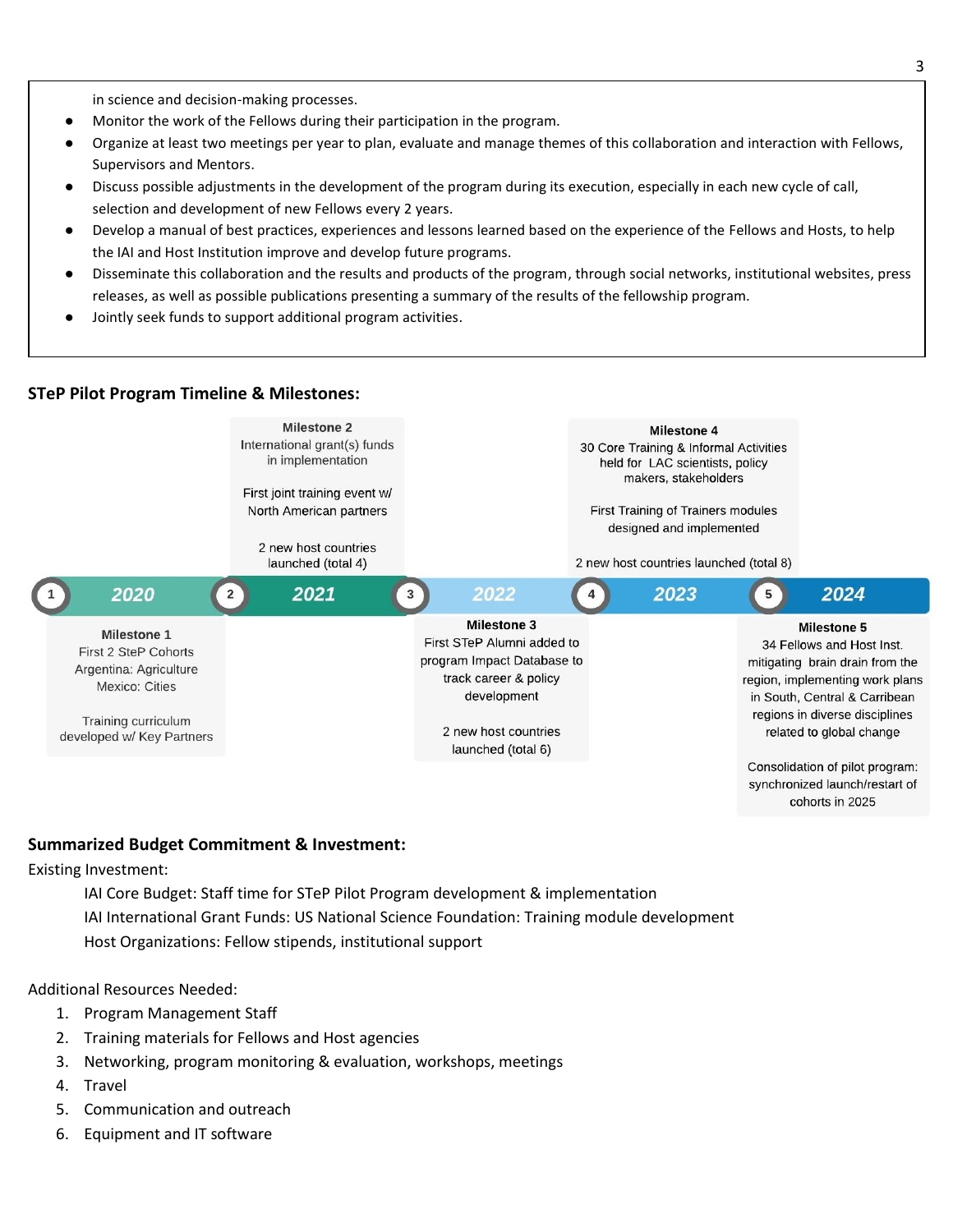in science and decision-making processes.

- Monitor the work of the Fellows during their participation in the program.
- Organize at least two meetings per year to plan, evaluate and manage themes of this collaboration and interaction with Fellows, Supervisors and Mentors.
- Discuss possible adjustments in the development of the program during its execution, especially in each new cycle of call, selection and development of new Fellows every 2 years.
- Develop a manual of best practices, experiences and lessons learned based on the experience of the Fellows and Hosts, to help the IAI and Host Institution improve and develop future programs.
- Disseminate this collaboration and the results and products of the program, through social networks, institutional websites, press releases, as well as possible publications presenting a summary of the results of the fellowship program.
- Jointly seek funds to support additional program activities.

**STeP Pilot Program Timeline & Milestones:**

**1 – 2020**

**Milestone 1**
First 2 SteP Cohorts
Argentina: Agriculture
Mexico: Cities

Training curriculum developed w/ Key Partners

**2 – 2021**

**Milestone 2**
International grant(s) funds in implementation

First joint training event w/ North American partners

2 new host countries launched (total 4)

**3 – 2022**

**Milestone 3**
First STeP Alumni added to program Impact Database to track career & policy development

2 new host countries launched (total 6)

**4 – 2023**

**Milestone 4**
30 Core Training & Informal Activities held for LAC scientists, policy makers, stakeholders

First Training of Trainers modules designed and implemented

2 new host countries launched (total 8)

**5 – 2024**

**Milestone 5**
34 Fellows and Host Inst. mitigating brain drain from the region, implementing work plans in South, Central & Carribean regions in diverse disciplines related to global change

Consolidation of pilot program: synchronized launch/restart of cohorts in 2025

**Summarized Budget Commitment & Investment:**

Existing Investment:

IAI Core Budget: Staff time for STeP Pilot Program development & implementation

IAI International Grant Funds: US National Science Foundation: Training module development

Host Organizations: Fellow stipends, institutional support

Additional Resources Needed:

1. Program Management Staff
2. Training materials for Fellows and Host agencies
3. Networking, program monitoring & evaluation, workshops, meetings
4. Travel
5. Communication and outreach
6. Equipment and IT software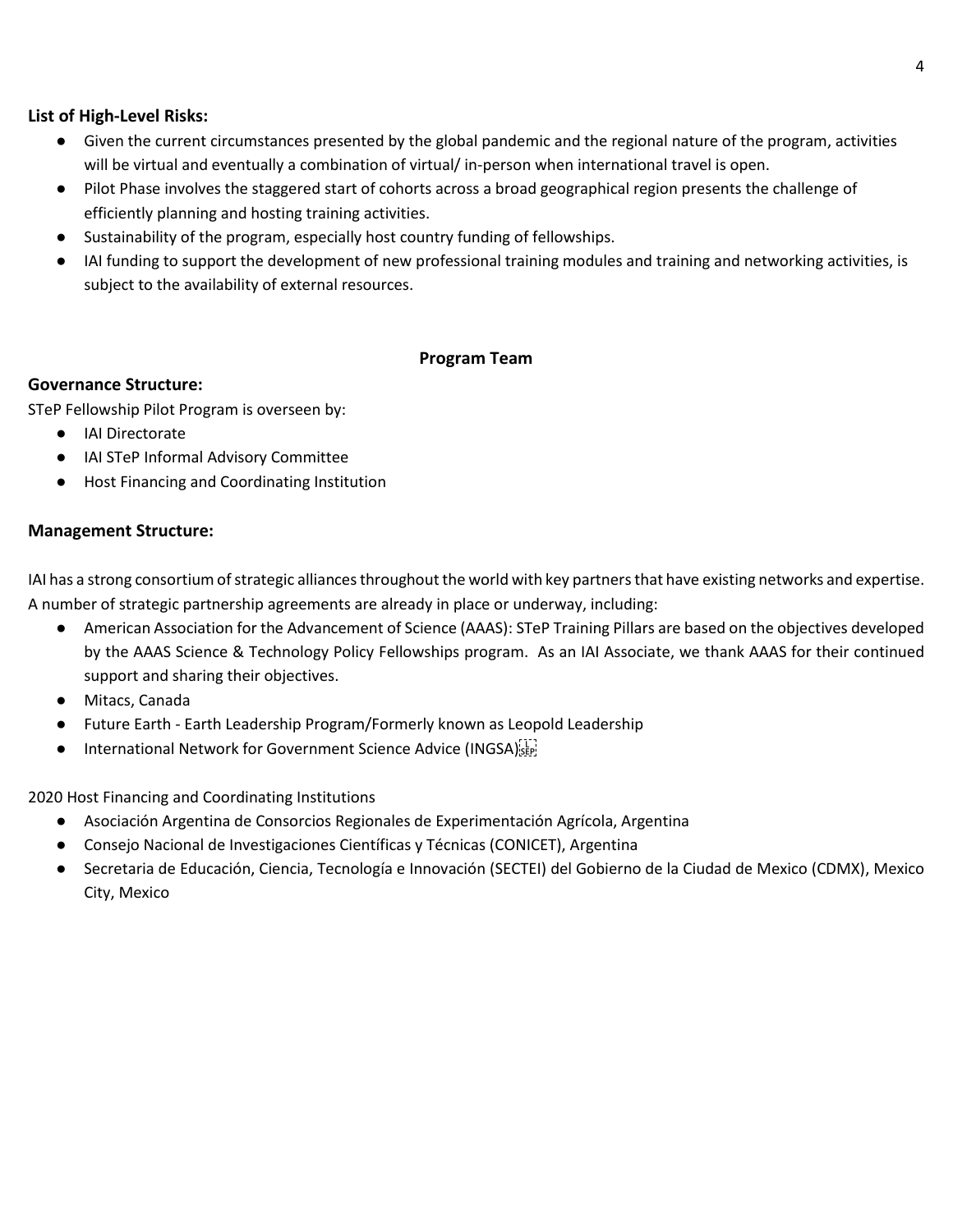**List of High-Level Risks:**

- Given the current circumstances presented by the global pandemic and the regional nature of the program, activities will be virtual and eventually a combination of virtual/ in-person when international travel is open.
- Pilot Phase involves the staggered start of cohorts across a broad geographical region presents the challenge of efficiently planning and hosting training activities.
- Sustainability of the program, especially host country funding of fellowships.
- IAI funding to support the development of new professional training modules and training and networking activities, is subject to the availability of external resources.

## Program Team

**Governance Structure:**

STeP Fellowship Pilot Program is overseen by:

- IAI Directorate
- IAI STeP Informal Advisory Committee
- Host Financing and Coordinating Institution

**Management Structure:**

IAI has a strong consortium of strategic alliances throughout the world with key partners that have existing networks and expertise. A number of strategic partnership agreements are already in place or underway, including:

- American Association for the Advancement of Science (AAAS): STeP Training Pillars are based on the objectives developed by the AAAS Science & Technology Policy Fellowships program. As an IAI Associate, we thank AAAS for their continued support and sharing their objectives.
- Mitacs, Canada
- Future Earth - Earth Leadership Program/Formerly known as Leopold Leadership
- International Network for Government Science Advice (INGSA)

2020 Host Financing and Coordinating Institutions

- Asociación Argentina de Consorcios Regionales de Experimentación Agrícola, Argentina
- Consejo Nacional de Investigaciones Científicas y Técnicas (CONICET), Argentina
- Secretaria de Educación, Ciencia, Tecnología e Innovación (SECTEI) del Gobierno de la Ciudad de Mexico (CDMX), Mexico City, Mexico